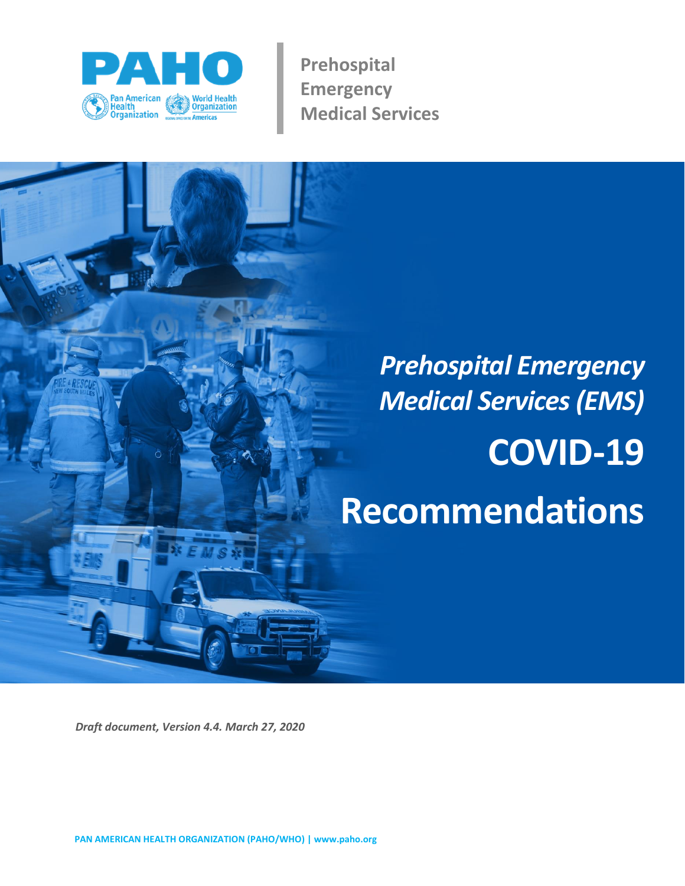PAHO

Pan American Health Organization | World Health Organization

Prehospital Emergency Medical Services

# *Prehospital Emergency Medical Services (EMS)*

# COVID-19 Recommendations

***Draft document, Version 4.4. March 27, 2020***

**PAN AMERICAN HEALTH ORGANIZATION (PAHO/WHO) | www.paho.org**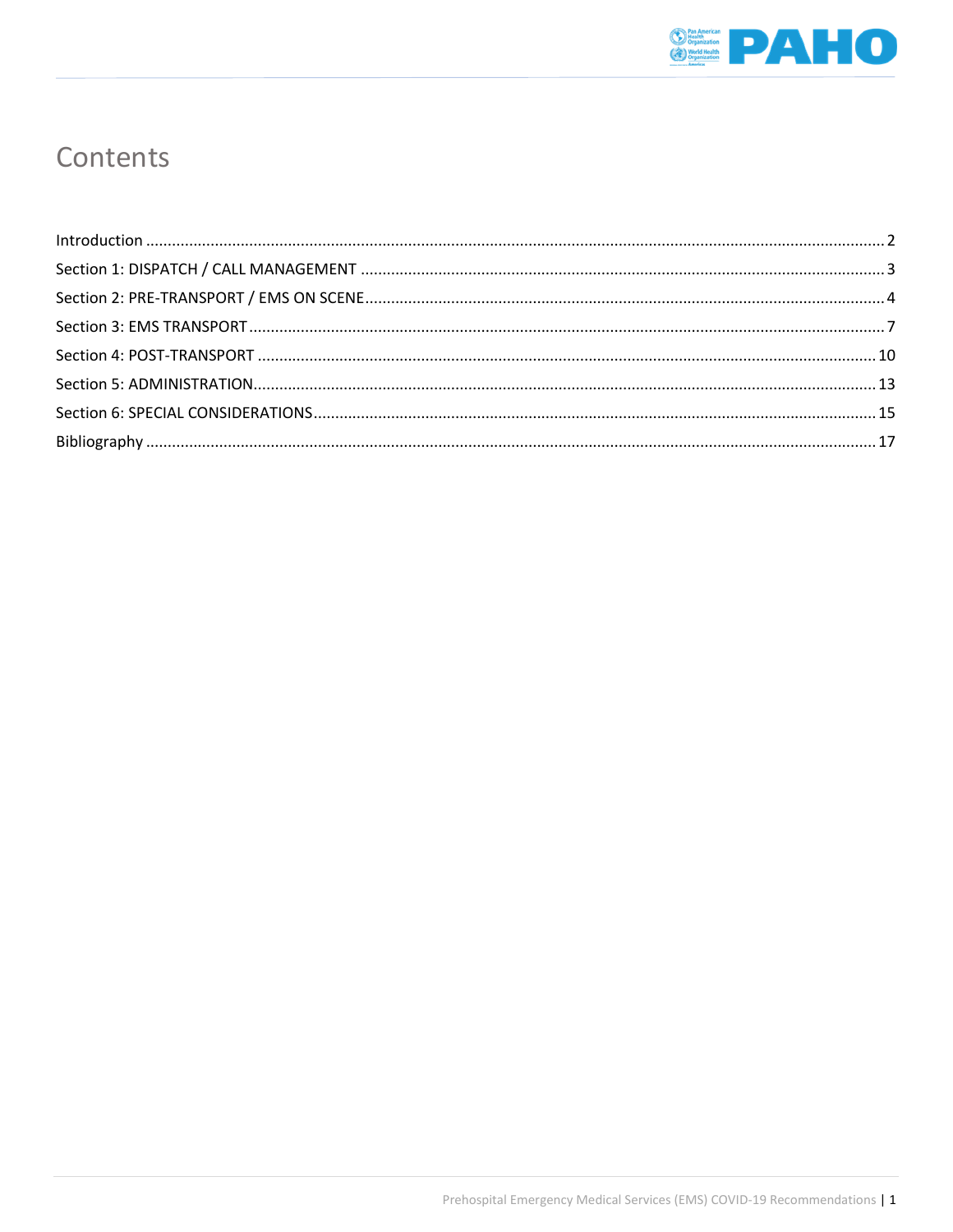# Contents

Introduction ........................................................................................................................................................ 2
Section 1: DISPATCH / CALL MANAGEMENT ........................................................................................................ 3
Section 2: PRE-TRANSPORT / EMS ON SCENE ...................................................................................................... 4
Section 3: EMS TRANSPORT ................................................................................................................................. 7
Section 4: POST-TRANSPORT ............................................................................................................................. 10
Section 5: ADMINISTRATION .............................................................................................................................. 13
Section 6: SPECIAL CONSIDERATIONS ................................................................................................................ 15
Bibliography ...................................................................................................................................................... 17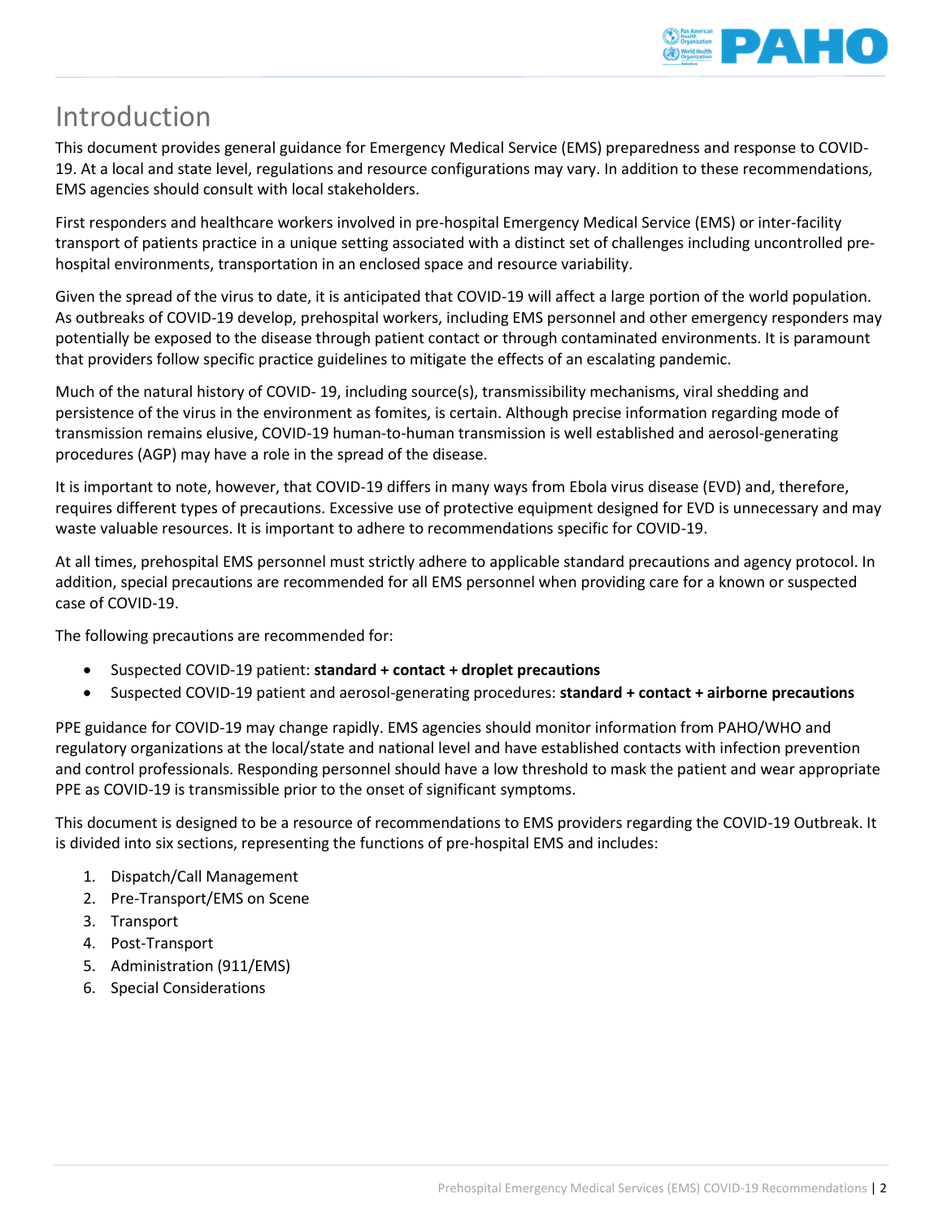# Introduction

This document provides general guidance for Emergency Medical Service (EMS) preparedness and response to COVID-19. At a local and state level, regulations and resource configurations may vary. In addition to these recommendations, EMS agencies should consult with local stakeholders.

First responders and healthcare workers involved in pre-hospital Emergency Medical Service (EMS) or inter-facility transport of patients practice in a unique setting associated with a distinct set of challenges including uncontrolled pre-hospital environments, transportation in an enclosed space and resource variability.

Given the spread of the virus to date, it is anticipated that COVID-19 will affect a large portion of the world population. As outbreaks of COVID-19 develop, prehospital workers, including EMS personnel and other emergency responders may potentially be exposed to the disease through patient contact or through contaminated environments. It is paramount that providers follow specific practice guidelines to mitigate the effects of an escalating pandemic.

Much of the natural history of COVID- 19, including source(s), transmissibility mechanisms, viral shedding and persistence of the virus in the environment as fomites, is certain. Although precise information regarding mode of transmission remains elusive, COVID-19 human-to-human transmission is well established and aerosol-generating procedures (AGP) may have a role in the spread of the disease.

It is important to note, however, that COVID-19 differs in many ways from Ebola virus disease (EVD) and, therefore, requires different types of precautions. Excessive use of protective equipment designed for EVD is unnecessary and may waste valuable resources. It is important to adhere to recommendations specific for COVID-19.

At all times, prehospital EMS personnel must strictly adhere to applicable standard precautions and agency protocol. In addition, special precautions are recommended for all EMS personnel when providing care for a known or suspected case of COVID-19.

The following precautions are recommended for:

- Suspected COVID-19 patient: **standard + contact + droplet precautions**
- Suspected COVID-19 patient and aerosol-generating procedures: **standard + contact + airborne precautions**

PPE guidance for COVID-19 may change rapidly. EMS agencies should monitor information from PAHO/WHO and regulatory organizations at the local/state and national level and have established contacts with infection prevention and control professionals. Responding personnel should have a low threshold to mask the patient and wear appropriate PPE as COVID-19 is transmissible prior to the onset of significant symptoms.

This document is designed to be a resource of recommendations to EMS providers regarding the COVID-19 Outbreak. It is divided into six sections, representing the functions of pre-hospital EMS and includes:

1. Dispatch/Call Management
2. Pre-Transport/EMS on Scene
3. Transport
4. Post-Transport
5. Administration (911/EMS)
6. Special Considerations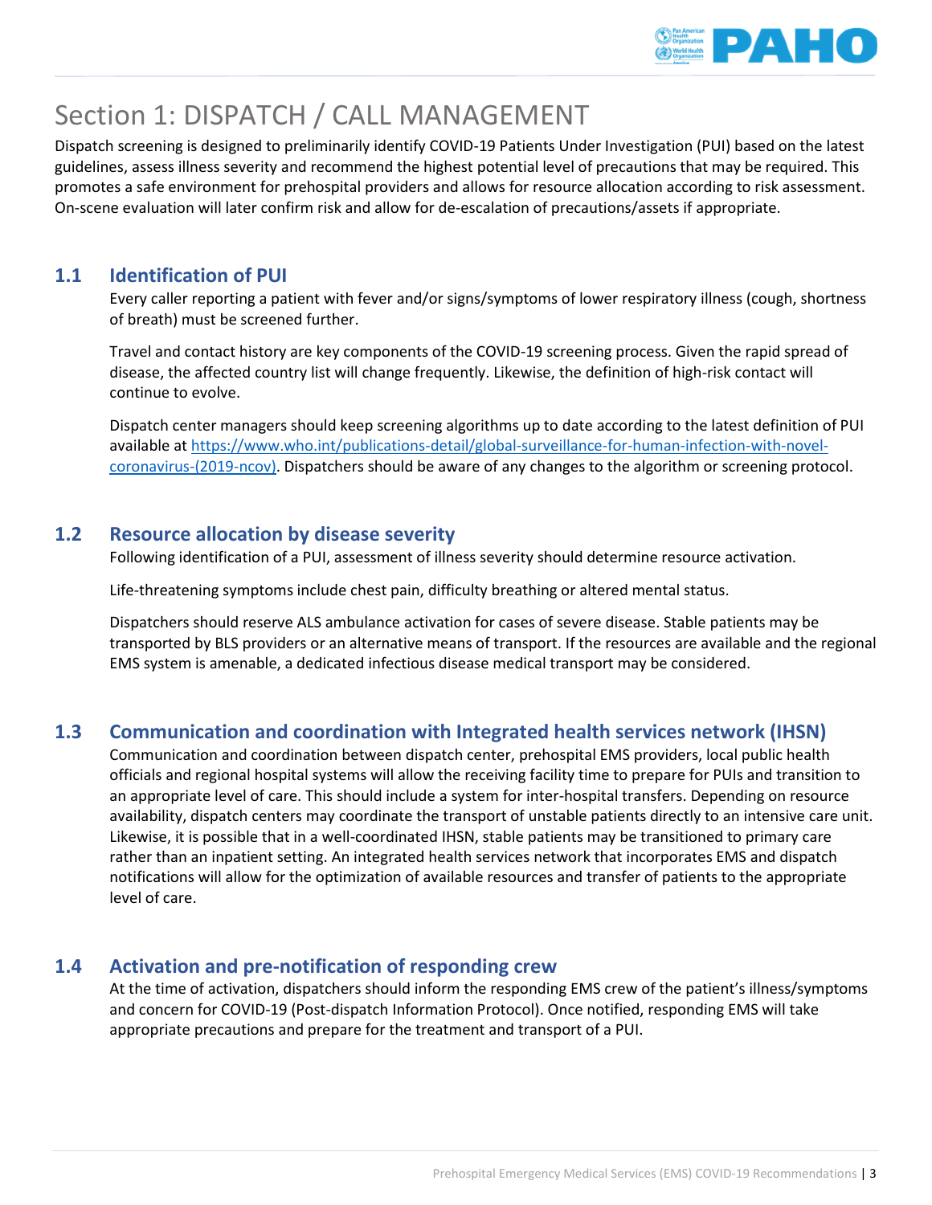# Section 1: DISPATCH / CALL MANAGEMENT

Dispatch screening is designed to preliminarily identify COVID-19 Patients Under Investigation (PUI) based on the latest guidelines, assess illness severity and recommend the highest potential level of precautions that may be required. This promotes a safe environment for prehospital providers and allows for resource allocation according to risk assessment. On-scene evaluation will later confirm risk and allow for de-escalation of precautions/assets if appropriate.

## 1.1 Identification of PUI

Every caller reporting a patient with fever and/or signs/symptoms of lower respiratory illness (cough, shortness of breath) must be screened further.

Travel and contact history are key components of the COVID-19 screening process. Given the rapid spread of disease, the affected country list will change frequently. Likewise, the definition of high-risk contact will continue to evolve.

Dispatch center managers should keep screening algorithms up to date according to the latest definition of PUI available at [https://www.who.int/publications-detail/global-surveillance-for-human-infection-with-novel-coronavirus-(2019-ncov)](https://www.who.int/publications-detail/global-surveillance-for-human-infection-with-novel-coronavirus-(2019-ncov)). Dispatchers should be aware of any changes to the algorithm or screening protocol.

## 1.2 Resource allocation by disease severity

Following identification of a PUI, assessment of illness severity should determine resource activation.

Life-threatening symptoms include chest pain, difficulty breathing or altered mental status.

Dispatchers should reserve ALS ambulance activation for cases of severe disease. Stable patients may be transported by BLS providers or an alternative means of transport. If the resources are available and the regional EMS system is amenable, a dedicated infectious disease medical transport may be considered.

## 1.3 Communication and coordination with Integrated health services network (IHSN)

Communication and coordination between dispatch center, prehospital EMS providers, local public health officials and regional hospital systems will allow the receiving facility time to prepare for PUIs and transition to an appropriate level of care. This should include a system for inter-hospital transfers. Depending on resource availability, dispatch centers may coordinate the transport of unstable patients directly to an intensive care unit. Likewise, it is possible that in a well-coordinated IHSN, stable patients may be transitioned to primary care rather than an inpatient setting. An integrated health services network that incorporates EMS and dispatch notifications will allow for the optimization of available resources and transfer of patients to the appropriate level of care.

## 1.4 Activation and pre-notification of responding crew

At the time of activation, dispatchers should inform the responding EMS crew of the patient's illness/symptoms and concern for COVID-19 (Post-dispatch Information Protocol). Once notified, responding EMS will take appropriate precautions and prepare for the treatment and transport of a PUI.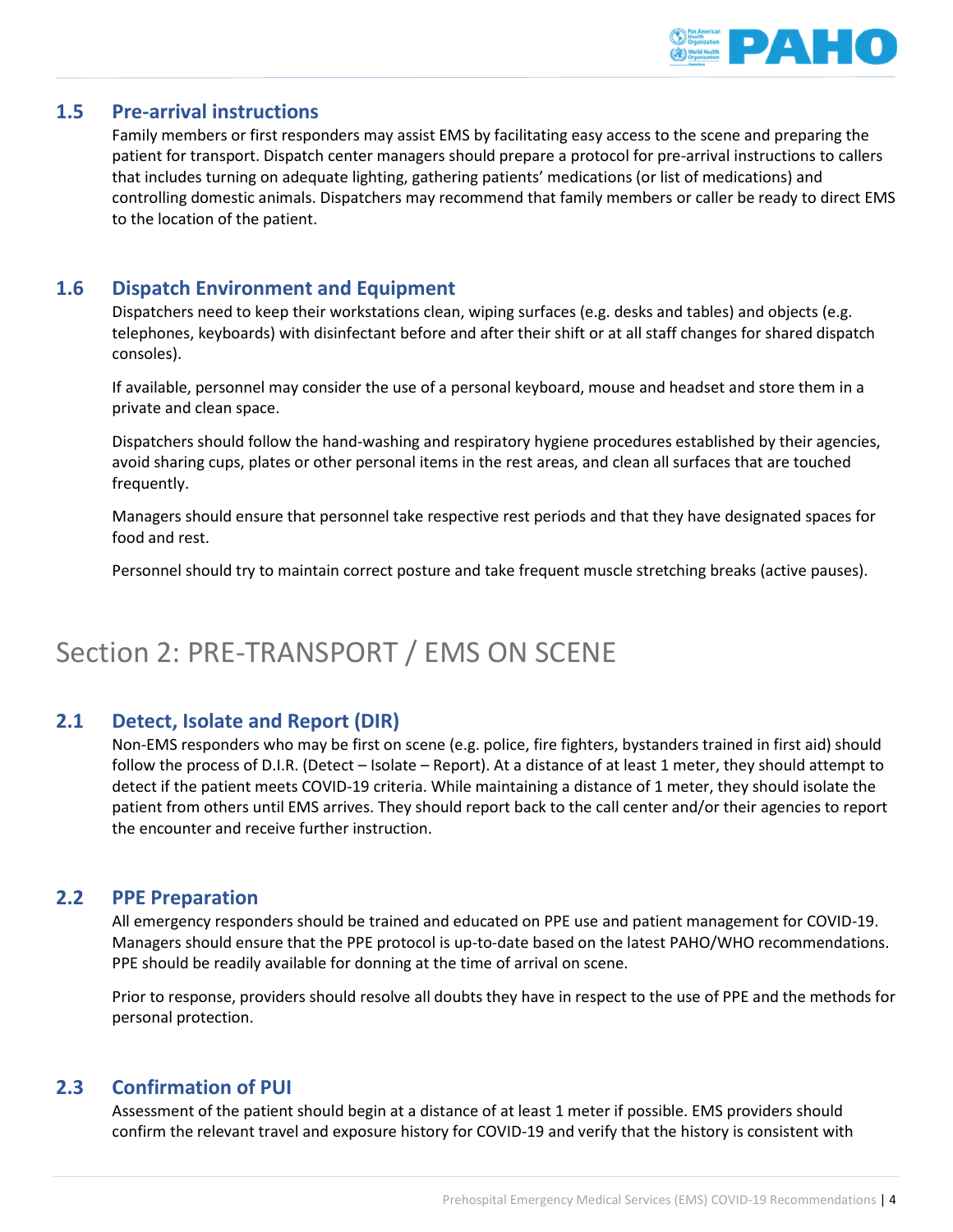## 1.5 Pre-arrival instructions

Family members or first responders may assist EMS by facilitating easy access to the scene and preparing the patient for transport. Dispatch center managers should prepare a protocol for pre-arrival instructions to callers that includes turning on adequate lighting, gathering patients' medications (or list of medications) and controlling domestic animals. Dispatchers may recommend that family members or caller be ready to direct EMS to the location of the patient.

## 1.6 Dispatch Environment and Equipment

Dispatchers need to keep their workstations clean, wiping surfaces (e.g. desks and tables) and objects (e.g. telephones, keyboards) with disinfectant before and after their shift or at all staff changes for shared dispatch consoles).

If available, personnel may consider the use of a personal keyboard, mouse and headset and store them in a private and clean space.

Dispatchers should follow the hand-washing and respiratory hygiene procedures established by their agencies, avoid sharing cups, plates or other personal items in the rest areas, and clean all surfaces that are touched frequently.

Managers should ensure that personnel take respective rest periods and that they have designated spaces for food and rest.

Personnel should try to maintain correct posture and take frequent muscle stretching breaks (active pauses).

# Section 2: PRE-TRANSPORT / EMS ON SCENE

## 2.1 Detect, Isolate and Report (DIR)

Non-EMS responders who may be first on scene (e.g. police, fire fighters, bystanders trained in first aid) should follow the process of D.I.R. (Detect – Isolate – Report). At a distance of at least 1 meter, they should attempt to detect if the patient meets COVID-19 criteria. While maintaining a distance of 1 meter, they should isolate the patient from others until EMS arrives. They should report back to the call center and/or their agencies to report the encounter and receive further instruction.

## 2.2 PPE Preparation

All emergency responders should be trained and educated on PPE use and patient management for COVID-19. Managers should ensure that the PPE protocol is up-to-date based on the latest PAHO/WHO recommendations. PPE should be readily available for donning at the time of arrival on scene.

Prior to response, providers should resolve all doubts they have in respect to the use of PPE and the methods for personal protection.

## 2.3 Confirmation of PUI

Assessment of the patient should begin at a distance of at least 1 meter if possible. EMS providers should confirm the relevant travel and exposure history for COVID-19 and verify that the history is consistent with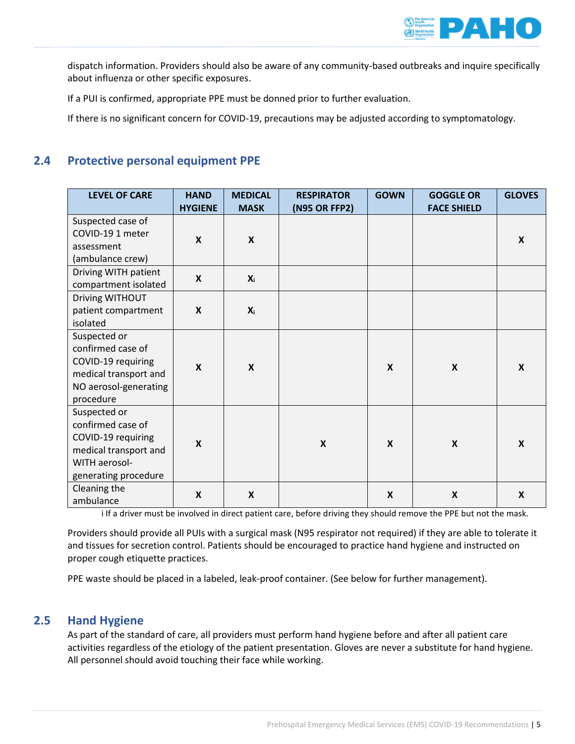dispatch information. Providers should also be aware of any community-based outbreaks and inquire specifically about influenza or other specific exposures.

If a PUI is confirmed, appropriate PPE must be donned prior to further evaluation.

If there is no significant concern for COVID-19, precautions may be adjusted according to symptomatology.

## 2.4 Protective personal equipment PPE

| LEVEL OF CARE | HAND HYGIENE | MEDICAL MASK | RESPIRATOR (N95 OR FFP2) | GOWN | GOGGLE OR FACE SHIELD | GLOVES |
|---|---|---|---|---|---|---|
| Suspected case of COVID-19 1 meter assessment (ambulance crew) | X | X | | | | X |
| Driving WITH patient compartment isolated | X | X[i] | | | | |
| Driving WITHOUT patient compartment isolated | X | X[i] | | | | |
| Suspected or confirmed case of COVID-19 requiring medical transport and NO aerosol-generating procedure | X | X | | X | X | X |
| Suspected or confirmed case of COVID-19 requiring medical transport and WITH aerosol-generating procedure | X | | X | X | X | X |
| Cleaning the ambulance | X | X | | X | X | X |

i If a driver must be involved in direct patient care, before driving they should remove the PPE but not the mask.

Providers should provide all PUIs with a surgical mask (N95 respirator not required) if they are able to tolerate it and tissues for secretion control. Patients should be encouraged to practice hand hygiene and instructed on proper cough etiquette practices.

PPE waste should be placed in a labeled, leak-proof container. (See below for further management).

## 2.5 Hand Hygiene

As part of the standard of care, all providers must perform hand hygiene before and after all patient care activities regardless of the etiology of the patient presentation. Gloves are never a substitute for hand hygiene. All personnel should avoid touching their face while working.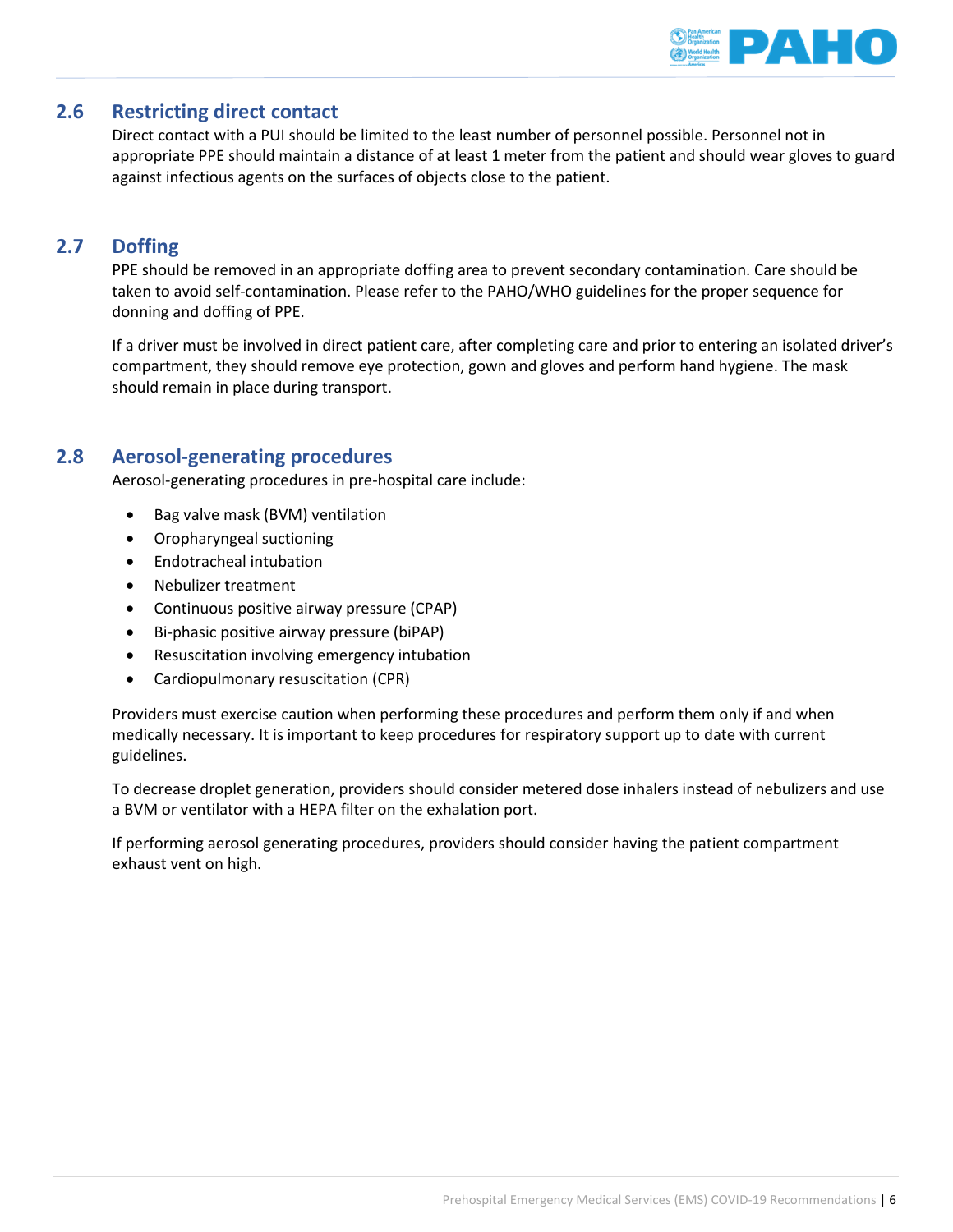## 2.6 Restricting direct contact

Direct contact with a PUI should be limited to the least number of personnel possible. Personnel not in appropriate PPE should maintain a distance of at least 1 meter from the patient and should wear gloves to guard against infectious agents on the surfaces of objects close to the patient.

## 2.7 Doffing

PPE should be removed in an appropriate doffing area to prevent secondary contamination. Care should be taken to avoid self-contamination. Please refer to the PAHO/WHO guidelines for the proper sequence for donning and doffing of PPE.

If a driver must be involved in direct patient care, after completing care and prior to entering an isolated driver's compartment, they should remove eye protection, gown and gloves and perform hand hygiene. The mask should remain in place during transport.

## 2.8 Aerosol-generating procedures

Aerosol-generating procedures in pre-hospital care include:

- Bag valve mask (BVM) ventilation
- Oropharyngeal suctioning
- Endotracheal intubation
- Nebulizer treatment
- Continuous positive airway pressure (CPAP)
- Bi-phasic positive airway pressure (biPAP)
- Resuscitation involving emergency intubation
- Cardiopulmonary resuscitation (CPR)

Providers must exercise caution when performing these procedures and perform them only if and when medically necessary. It is important to keep procedures for respiratory support up to date with current guidelines.

To decrease droplet generation, providers should consider metered dose inhalers instead of nebulizers and use a BVM or ventilator with a HEPA filter on the exhalation port.

If performing aerosol generating procedures, providers should consider having the patient compartment exhaust vent on high.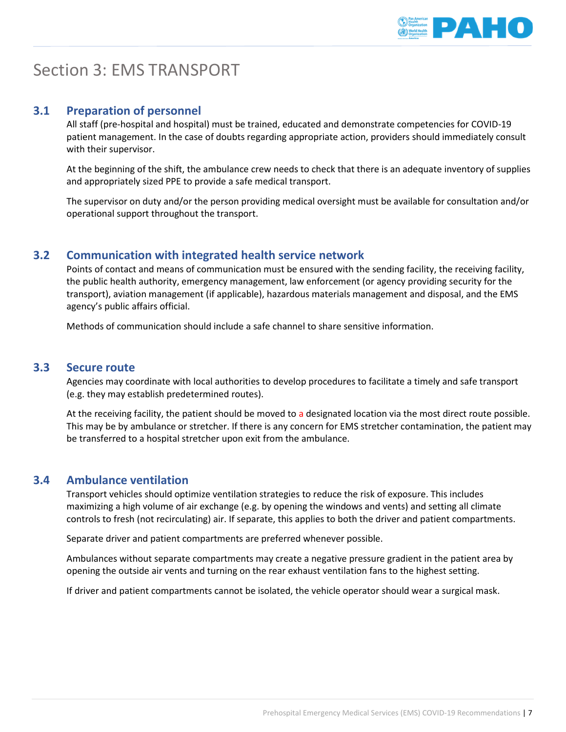# Section 3: EMS TRANSPORT

## 3.1 Preparation of personnel

All staff (pre-hospital and hospital) must be trained, educated and demonstrate competencies for COVID-19 patient management. In the case of doubts regarding appropriate action, providers should immediately consult with their supervisor.

At the beginning of the shift, the ambulance crew needs to check that there is an adequate inventory of supplies and appropriately sized PPE to provide a safe medical transport.

The supervisor on duty and/or the person providing medical oversight must be available for consultation and/or operational support throughout the transport.

## 3.2 Communication with integrated health service network

Points of contact and means of communication must be ensured with the sending facility, the receiving facility, the public health authority, emergency management, law enforcement (or agency providing security for the transport), aviation management (if applicable), hazardous materials management and disposal, and the EMS agency's public affairs official.

Methods of communication should include a safe channel to share sensitive information.

## 3.3 Secure route

Agencies may coordinate with local authorities to develop procedures to facilitate a timely and safe transport (e.g. they may establish predetermined routes).

At the receiving facility, the patient should be moved to a designated location via the most direct route possible. This may be by ambulance or stretcher. If there is any concern for EMS stretcher contamination, the patient may be transferred to a hospital stretcher upon exit from the ambulance.

## 3.4 Ambulance ventilation

Transport vehicles should optimize ventilation strategies to reduce the risk of exposure. This includes maximizing a high volume of air exchange (e.g. by opening the windows and vents) and setting all climate controls to fresh (not recirculating) air. If separate, this applies to both the driver and patient compartments.

Separate driver and patient compartments are preferred whenever possible.

Ambulances without separate compartments may create a negative pressure gradient in the patient area by opening the outside air vents and turning on the rear exhaust ventilation fans to the highest setting.

If driver and patient compartments cannot be isolated, the vehicle operator should wear a surgical mask.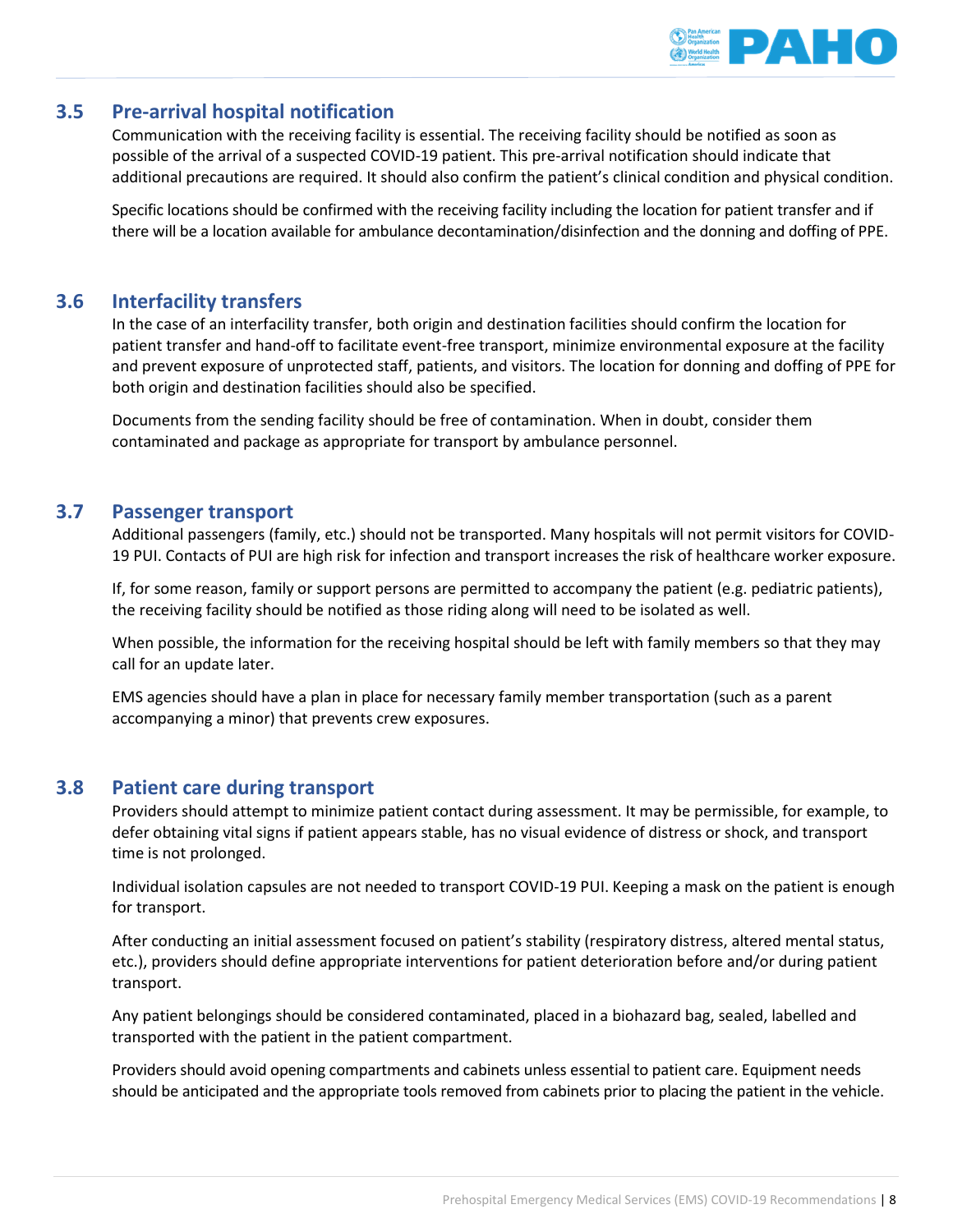### 3.5 Pre-arrival hospital notification

Communication with the receiving facility is essential. The receiving facility should be notified as soon as possible of the arrival of a suspected COVID-19 patient. This pre-arrival notification should indicate that additional precautions are required. It should also confirm the patient's clinical condition and physical condition.

Specific locations should be confirmed with the receiving facility including the location for patient transfer and if there will be a location available for ambulance decontamination/disinfection and the donning and doffing of PPE.

### 3.6 Interfacility transfers

In the case of an interfacility transfer, both origin and destination facilities should confirm the location for patient transfer and hand-off to facilitate event-free transport, minimize environmental exposure at the facility and prevent exposure of unprotected staff, patients, and visitors. The location for donning and doffing of PPE for both origin and destination facilities should also be specified.

Documents from the sending facility should be free of contamination. When in doubt, consider them contaminated and package as appropriate for transport by ambulance personnel.

### 3.7 Passenger transport

Additional passengers (family, etc.) should not be transported. Many hospitals will not permit visitors for COVID-19 PUI. Contacts of PUI are high risk for infection and transport increases the risk of healthcare worker exposure.

If, for some reason, family or support persons are permitted to accompany the patient (e.g. pediatric patients), the receiving facility should be notified as those riding along will need to be isolated as well.

When possible, the information for the receiving hospital should be left with family members so that they may call for an update later.

EMS agencies should have a plan in place for necessary family member transportation (such as a parent accompanying a minor) that prevents crew exposures.

### 3.8 Patient care during transport

Providers should attempt to minimize patient contact during assessment. It may be permissible, for example, to defer obtaining vital signs if patient appears stable, has no visual evidence of distress or shock, and transport time is not prolonged.

Individual isolation capsules are not needed to transport COVID-19 PUI. Keeping a mask on the patient is enough for transport.

After conducting an initial assessment focused on patient's stability (respiratory distress, altered mental status, etc.), providers should define appropriate interventions for patient deterioration before and/or during patient transport.

Any patient belongings should be considered contaminated, placed in a biohazard bag, sealed, labelled and transported with the patient in the patient compartment.

Providers should avoid opening compartments and cabinets unless essential to patient care. Equipment needs should be anticipated and the appropriate tools removed from cabinets prior to placing the patient in the vehicle.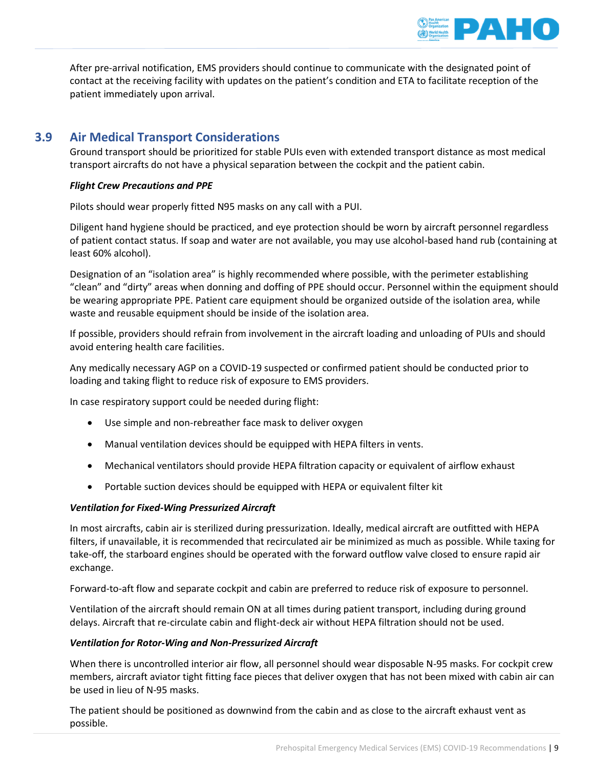After pre-arrival notification, EMS providers should continue to communicate with the designated point of contact at the receiving facility with updates on the patient's condition and ETA to facilitate reception of the patient immediately upon arrival.

## 3.9 Air Medical Transport Considerations

Ground transport should be prioritized for stable PUIs even with extended transport distance as most medical transport aircrafts do not have a physical separation between the cockpit and the patient cabin.

***Flight Crew Precautions and PPE***

Pilots should wear properly fitted N95 masks on any call with a PUI.

Diligent hand hygiene should be practiced, and eye protection should be worn by aircraft personnel regardless of patient contact status. If soap and water are not available, you may use alcohol-based hand rub (containing at least 60% alcohol).

Designation of an "isolation area" is highly recommended where possible, with the perimeter establishing "clean" and "dirty" areas when donning and doffing of PPE should occur. Personnel within the equipment should be wearing appropriate PPE. Patient care equipment should be organized outside of the isolation area, while waste and reusable equipment should be inside of the isolation area.

If possible, providers should refrain from involvement in the aircraft loading and unloading of PUIs and should avoid entering health care facilities.

Any medically necessary AGP on a COVID-19 suspected or confirmed patient should be conducted prior to loading and taking flight to reduce risk of exposure to EMS providers.

In case respiratory support could be needed during flight:

- Use simple and non-rebreather face mask to deliver oxygen
- Manual ventilation devices should be equipped with HEPA filters in vents.
- Mechanical ventilators should provide HEPA filtration capacity or equivalent of airflow exhaust
- Portable suction devices should be equipped with HEPA or equivalent filter kit

***Ventilation for Fixed-Wing Pressurized Aircraft***

In most aircrafts, cabin air is sterilized during pressurization. Ideally, medical aircraft are outfitted with HEPA filters, if unavailable, it is recommended that recirculated air be minimized as much as possible. While taxing for take-off, the starboard engines should be operated with the forward outflow valve closed to ensure rapid air exchange.

Forward-to-aft flow and separate cockpit and cabin are preferred to reduce risk of exposure to personnel.

Ventilation of the aircraft should remain ON at all times during patient transport, including during ground delays. Aircraft that re-circulate cabin and flight-deck air without HEPA filtration should not be used.

***Ventilation for Rotor-Wing and Non-Pressurized Aircraft***

When there is uncontrolled interior air flow, all personnel should wear disposable N-95 masks. For cockpit crew members, aircraft aviator tight fitting face pieces that deliver oxygen that has not been mixed with cabin air can be used in lieu of N-95 masks.

The patient should be positioned as downwind from the cabin and as close to the aircraft exhaust vent as possible.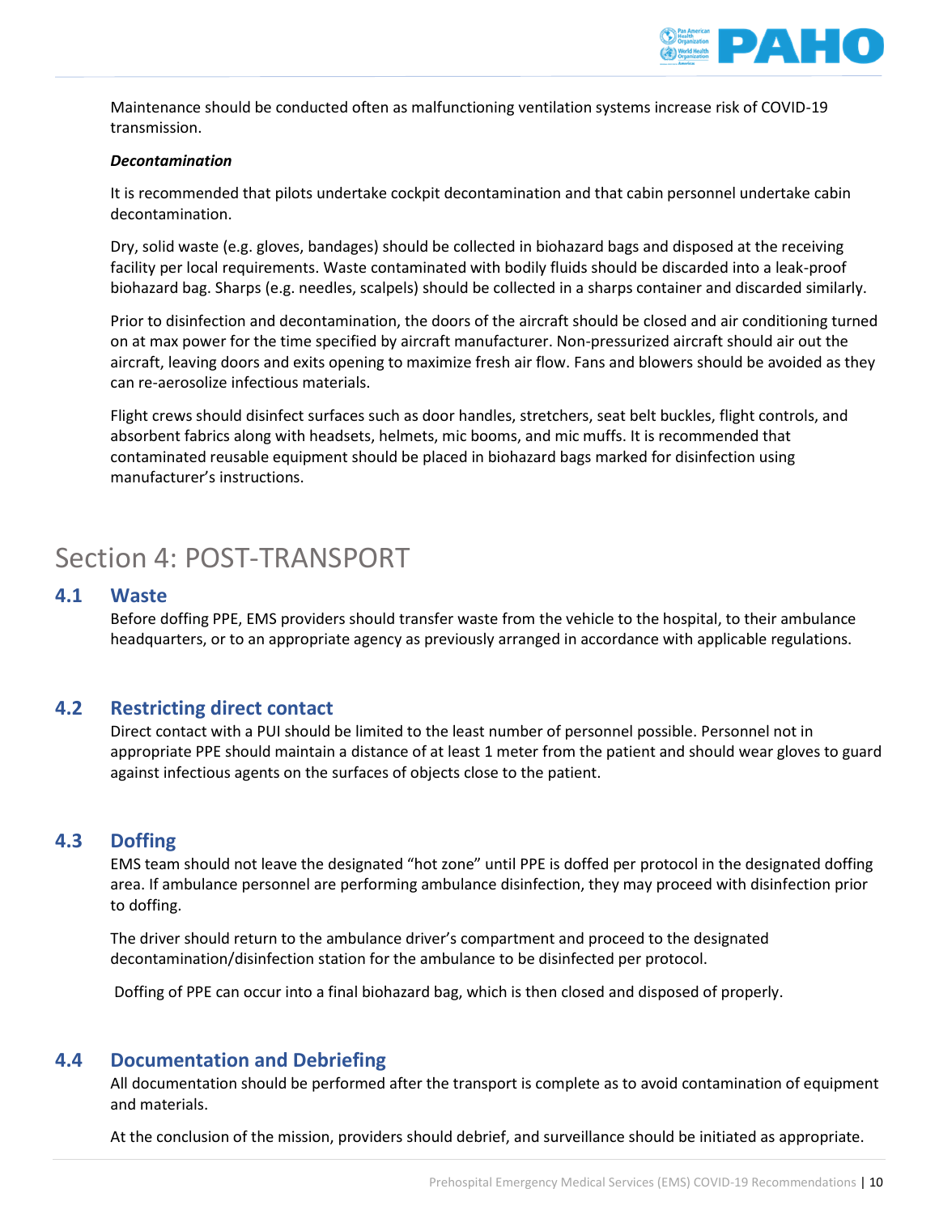Maintenance should be conducted often as malfunctioning ventilation systems increase risk of COVID-19 transmission.

***Decontamination***

It is recommended that pilots undertake cockpit decontamination and that cabin personnel undertake cabin decontamination.

Dry, solid waste (e.g. gloves, bandages) should be collected in biohazard bags and disposed at the receiving facility per local requirements. Waste contaminated with bodily fluids should be discarded into a leak-proof biohazard bag. Sharps (e.g. needles, scalpels) should be collected in a sharps container and discarded similarly.

Prior to disinfection and decontamination, the doors of the aircraft should be closed and air conditioning turned on at max power for the time specified by aircraft manufacturer. Non-pressurized aircraft should air out the aircraft, leaving doors and exits opening to maximize fresh air flow. Fans and blowers should be avoided as they can re-aerosolize infectious materials.

Flight crews should disinfect surfaces such as door handles, stretchers, seat belt buckles, flight controls, and absorbent fabrics along with headsets, helmets, mic booms, and mic muffs. It is recommended that contaminated reusable equipment should be placed in biohazard bags marked for disinfection using manufacturer's instructions.

# Section 4: POST-TRANSPORT

## 4.1 Waste

Before doffing PPE, EMS providers should transfer waste from the vehicle to the hospital, to their ambulance headquarters, or to an appropriate agency as previously arranged in accordance with applicable regulations.

## 4.2 Restricting direct contact

Direct contact with a PUI should be limited to the least number of personnel possible. Personnel not in appropriate PPE should maintain a distance of at least 1 meter from the patient and should wear gloves to guard against infectious agents on the surfaces of objects close to the patient.

## 4.3 Doffing

EMS team should not leave the designated "hot zone" until PPE is doffed per protocol in the designated doffing area. If ambulance personnel are performing ambulance disinfection, they may proceed with disinfection prior to doffing.

The driver should return to the ambulance driver's compartment and proceed to the designated decontamination/disinfection station for the ambulance to be disinfected per protocol.

Doffing of PPE can occur into a final biohazard bag, which is then closed and disposed of properly.

## 4.4 Documentation and Debriefing

All documentation should be performed after the transport is complete as to avoid contamination of equipment and materials.

At the conclusion of the mission, providers should debrief, and surveillance should be initiated as appropriate.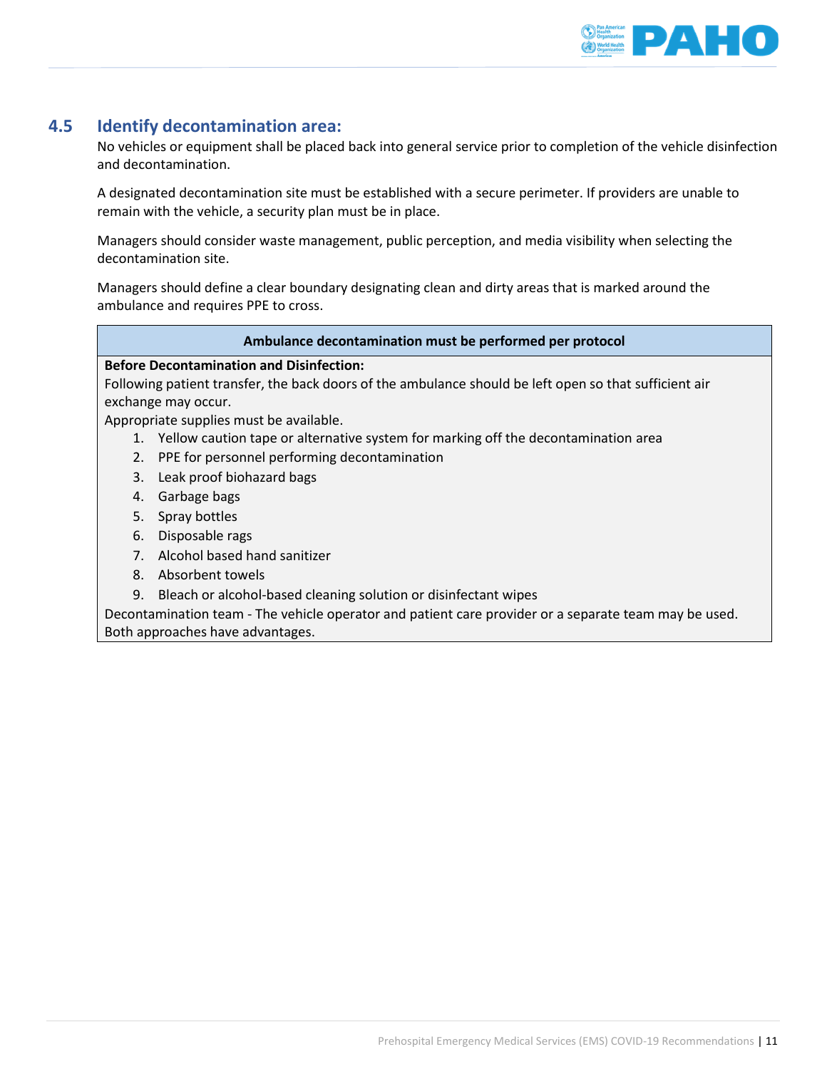## 4.5 Identify decontamination area:

No vehicles or equipment shall be placed back into general service prior to completion of the vehicle disinfection and decontamination.

A designated decontamination site must be established with a secure perimeter. If providers are unable to remain with the vehicle, a security plan must be in place.

Managers should consider waste management, public perception, and media visibility when selecting the decontamination site.

Managers should define a clear boundary designating clean and dirty areas that is marked around the ambulance and requires PPE to cross.

| Ambulance decontamination must be performed per protocol |
|---|
| **Before Decontamination and Disinfection:**<br>Following patient transfer, the back doors of the ambulance should be left open so that sufficient air exchange may occur.<br>Appropriate supplies must be available.<br>1. Yellow caution tape or alternative system for marking off the decontamination area<br>2. PPE for personnel performing decontamination<br>3. Leak proof biohazard bags<br>4. Garbage bags<br>5. Spray bottles<br>6. Disposable rags<br>7. Alcohol based hand sanitizer<br>8. Absorbent towels<br>9. Bleach or alcohol-based cleaning solution or disinfectant wipes<br>Decontamination team - The vehicle operator and patient care provider or a separate team may be used. Both approaches have advantages. |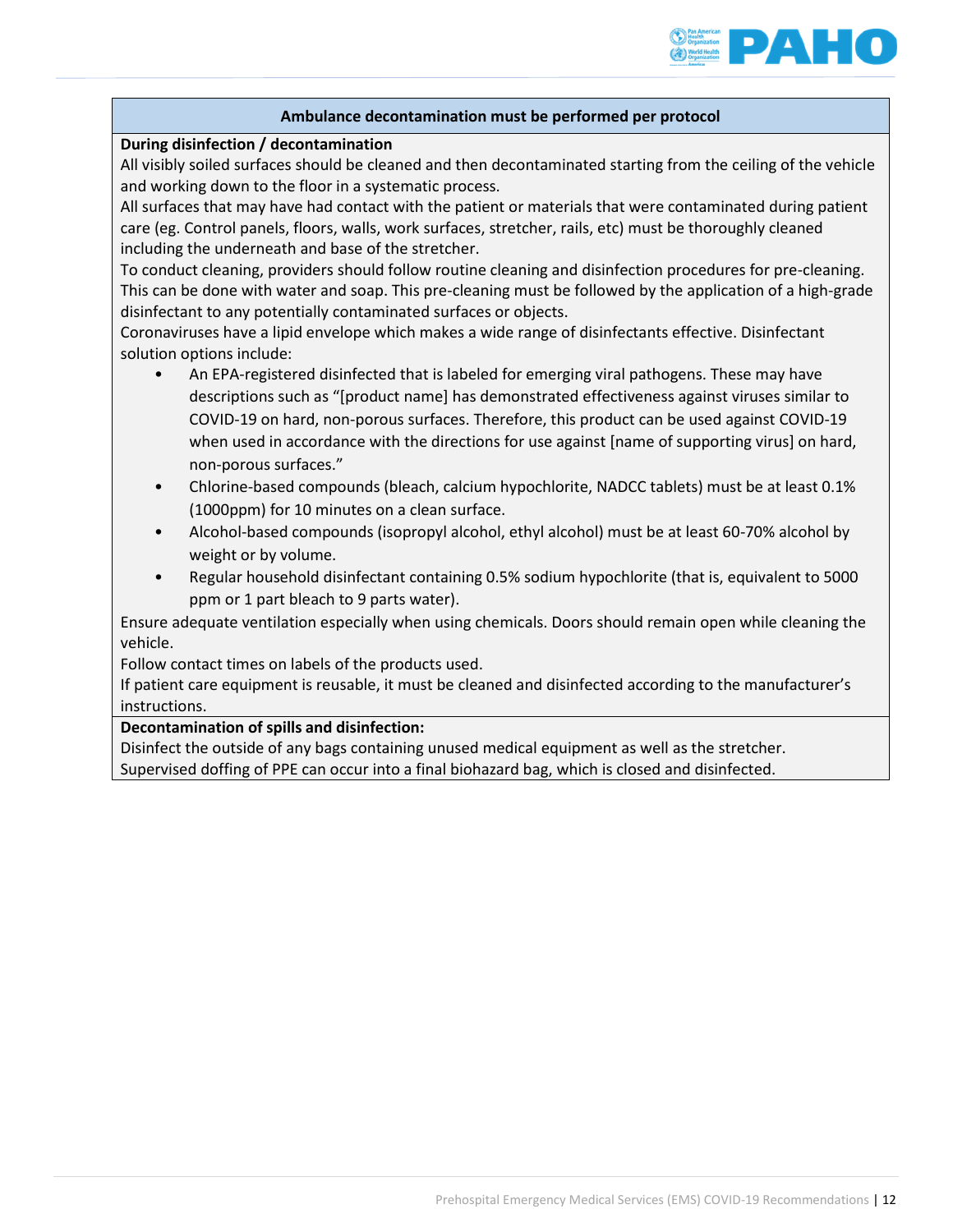**Ambulance decontamination must be performed per protocol**

**During disinfection / decontamination**

All visibly soiled surfaces should be cleaned and then decontaminated starting from the ceiling of the vehicle and working down to the floor in a systematic process.

All surfaces that may have had contact with the patient or materials that were contaminated during patient care (eg. Control panels, floors, walls, work surfaces, stretcher, rails, etc) must be thoroughly cleaned including the underneath and base of the stretcher.

To conduct cleaning, providers should follow routine cleaning and disinfection procedures for pre-cleaning. This can be done with water and soap. This pre-cleaning must be followed by the application of a high-grade disinfectant to any potentially contaminated surfaces or objects.

Coronaviruses have a lipid envelope which makes a wide range of disinfectants effective. Disinfectant solution options include:

- An EPA-registered disinfected that is labeled for emerging viral pathogens. These may have descriptions such as "[product name] has demonstrated effectiveness against viruses similar to COVID-19 on hard, non-porous surfaces. Therefore, this product can be used against COVID-19 when used in accordance with the directions for use against [name of supporting virus] on hard, non-porous surfaces."
- Chlorine-based compounds (bleach, calcium hypochlorite, NADCC tablets) must be at least 0.1% (1000ppm) for 10 minutes on a clean surface.
- Alcohol-based compounds (isopropyl alcohol, ethyl alcohol) must be at least 60-70% alcohol by weight or by volume.
- Regular household disinfectant containing 0.5% sodium hypochlorite (that is, equivalent to 5000 ppm or 1 part bleach to 9 parts water).

Ensure adequate ventilation especially when using chemicals. Doors should remain open while cleaning the vehicle.

Follow contact times on labels of the products used.

If patient care equipment is reusable, it must be cleaned and disinfected according to the manufacturer's instructions.

**Decontamination of spills and disinfection:**

Disinfect the outside of any bags containing unused medical equipment as well as the stretcher.

Supervised doffing of PPE can occur into a final biohazard bag, which is closed and disinfected.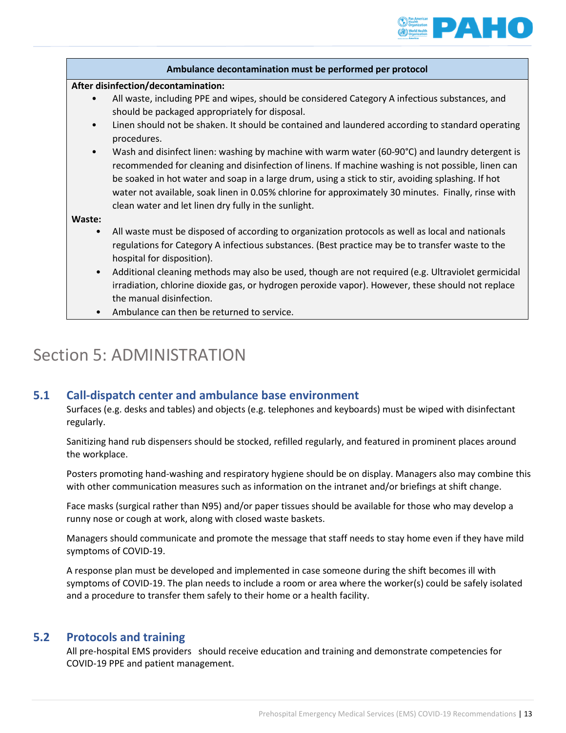**Ambulance decontamination must be performed per protocol**

**After disinfection/decontamination:**

- All waste, including PPE and wipes, should be considered Category A infectious substances, and should be packaged appropriately for disposal.
- Linen should not be shaken. It should be contained and laundered according to standard operating procedures.
- Wash and disinfect linen: washing by machine with warm water (60-90°C) and laundry detergent is recommended for cleaning and disinfection of linens. If machine washing is not possible, linen can be soaked in hot water and soap in a large drum, using a stick to stir, avoiding splashing. If hot water not available, soak linen in 0.05% chlorine for approximately 30 minutes. Finally, rinse with clean water and let linen dry fully in the sunlight.

**Waste:**

- All waste must be disposed of according to organization protocols as well as local and nationals regulations for Category A infectious substances. (Best practice may be to transfer waste to the hospital for disposition).
- Additional cleaning methods may also be used, though are not required (e.g. Ultraviolet germicidal irradiation, chlorine dioxide gas, or hydrogen peroxide vapor). However, these should not replace the manual disinfection.
- Ambulance can then be returned to service.

# Section 5: ADMINISTRATION

## 5.1 Call-dispatch center and ambulance base environment

Surfaces (e.g. desks and tables) and objects (e.g. telephones and keyboards) must be wiped with disinfectant regularly.

Sanitizing hand rub dispensers should be stocked, refilled regularly, and featured in prominent places around the workplace.

Posters promoting hand-washing and respiratory hygiene should be on display. Managers also may combine this with other communication measures such as information on the intranet and/or briefings at shift change.

Face masks (surgical rather than N95) and/or paper tissues should be available for those who may develop a runny nose or cough at work, along with closed waste baskets.

Managers should communicate and promote the message that staff needs to stay home even if they have mild symptoms of COVID-19.

A response plan must be developed and implemented in case someone during the shift becomes ill with symptoms of COVID-19. The plan needs to include a room or area where the worker(s) could be safely isolated and a procedure to transfer them safely to their home or a health facility.

## 5.2 Protocols and training

All pre-hospital EMS providers should receive education and training and demonstrate competencies for COVID-19 PPE and patient management.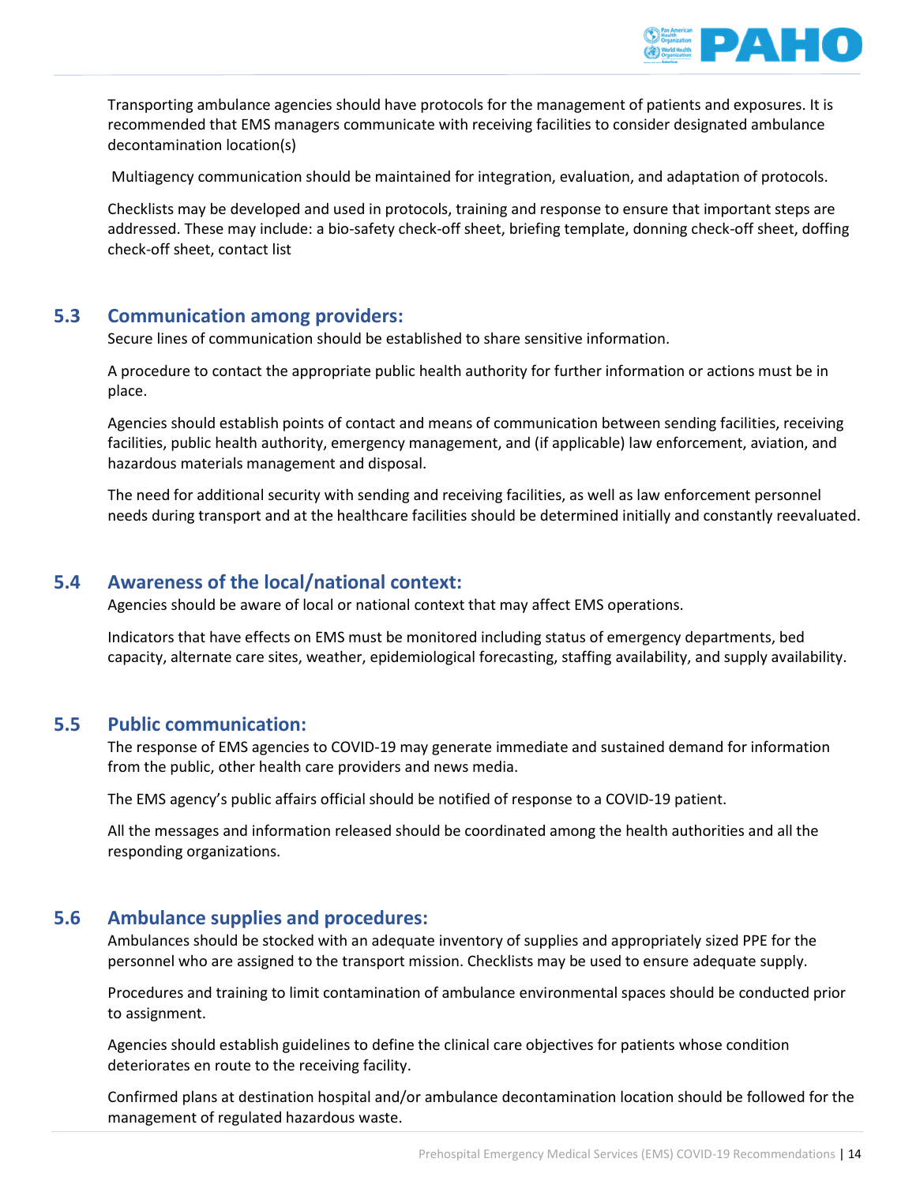Transporting ambulance agencies should have protocols for the management of patients and exposures. It is recommended that EMS managers communicate with receiving facilities to consider designated ambulance decontamination location(s)

Multiagency communication should be maintained for integration, evaluation, and adaptation of protocols.

Checklists may be developed and used in protocols, training and response to ensure that important steps are addressed. These may include: a bio-safety check-off sheet, briefing template, donning check-off sheet, doffing check-off sheet, contact list

## 5.3 Communication among providers:

Secure lines of communication should be established to share sensitive information.

A procedure to contact the appropriate public health authority for further information or actions must be in place.

Agencies should establish points of contact and means of communication between sending facilities, receiving facilities, public health authority, emergency management, and (if applicable) law enforcement, aviation, and hazardous materials management and disposal.

The need for additional security with sending and receiving facilities, as well as law enforcement personnel needs during transport and at the healthcare facilities should be determined initially and constantly reevaluated.

## 5.4 Awareness of the local/national context:

Agencies should be aware of local or national context that may affect EMS operations.

Indicators that have effects on EMS must be monitored including status of emergency departments, bed capacity, alternate care sites, weather, epidemiological forecasting, staffing availability, and supply availability.

## 5.5 Public communication:

The response of EMS agencies to COVID-19 may generate immediate and sustained demand for information from the public, other health care providers and news media.

The EMS agency's public affairs official should be notified of response to a COVID-19 patient.

All the messages and information released should be coordinated among the health authorities and all the responding organizations.

## 5.6 Ambulance supplies and procedures:

Ambulances should be stocked with an adequate inventory of supplies and appropriately sized PPE for the personnel who are assigned to the transport mission. Checklists may be used to ensure adequate supply.

Procedures and training to limit contamination of ambulance environmental spaces should be conducted prior to assignment.

Agencies should establish guidelines to define the clinical care objectives for patients whose condition deteriorates en route to the receiving facility.

Confirmed plans at destination hospital and/or ambulance decontamination location should be followed for the management of regulated hazardous waste.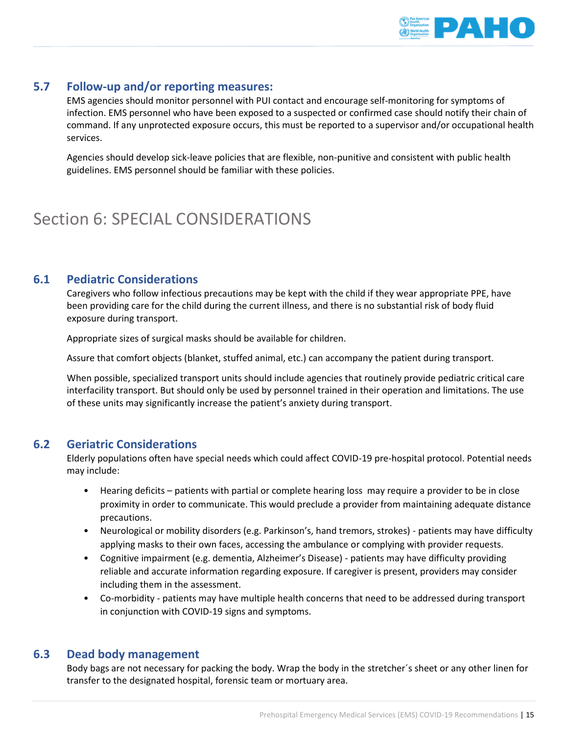### 5.7 Follow-up and/or reporting measures:

EMS agencies should monitor personnel with PUI contact and encourage self-monitoring for symptoms of infection. EMS personnel who have been exposed to a suspected or confirmed case should notify their chain of command. If any unprotected exposure occurs, this must be reported to a supervisor and/or occupational health services.

Agencies should develop sick-leave policies that are flexible, non-punitive and consistent with public health guidelines. EMS personnel should be familiar with these policies.

## Section 6: SPECIAL CONSIDERATIONS

### 6.1 Pediatric Considerations

Caregivers who follow infectious precautions may be kept with the child if they wear appropriate PPE, have been providing care for the child during the current illness, and there is no substantial risk of body fluid exposure during transport.

Appropriate sizes of surgical masks should be available for children.

Assure that comfort objects (blanket, stuffed animal, etc.) can accompany the patient during transport.

When possible, specialized transport units should include agencies that routinely provide pediatric critical care interfacility transport. But should only be used by personnel trained in their operation and limitations. The use of these units may significantly increase the patient's anxiety during transport.

### 6.2 Geriatric Considerations

Elderly populations often have special needs which could affect COVID-19 pre-hospital protocol. Potential needs may include:

- Hearing deficits – patients with partial or complete hearing loss may require a provider to be in close proximity in order to communicate. This would preclude a provider from maintaining adequate distance precautions.
- Neurological or mobility disorders (e.g. Parkinson's, hand tremors, strokes) - patients may have difficulty applying masks to their own faces, accessing the ambulance or complying with provider requests.
- Cognitive impairment (e.g. dementia, Alzheimer's Disease) - patients may have difficulty providing reliable and accurate information regarding exposure. If caregiver is present, providers may consider including them in the assessment.
- Co-morbidity - patients may have multiple health concerns that need to be addressed during transport in conjunction with COVID-19 signs and symptoms.

### 6.3 Dead body management

Body bags are not necessary for packing the body. Wrap the body in the stretcher´s sheet or any other linen for transfer to the designated hospital, forensic team or mortuary area.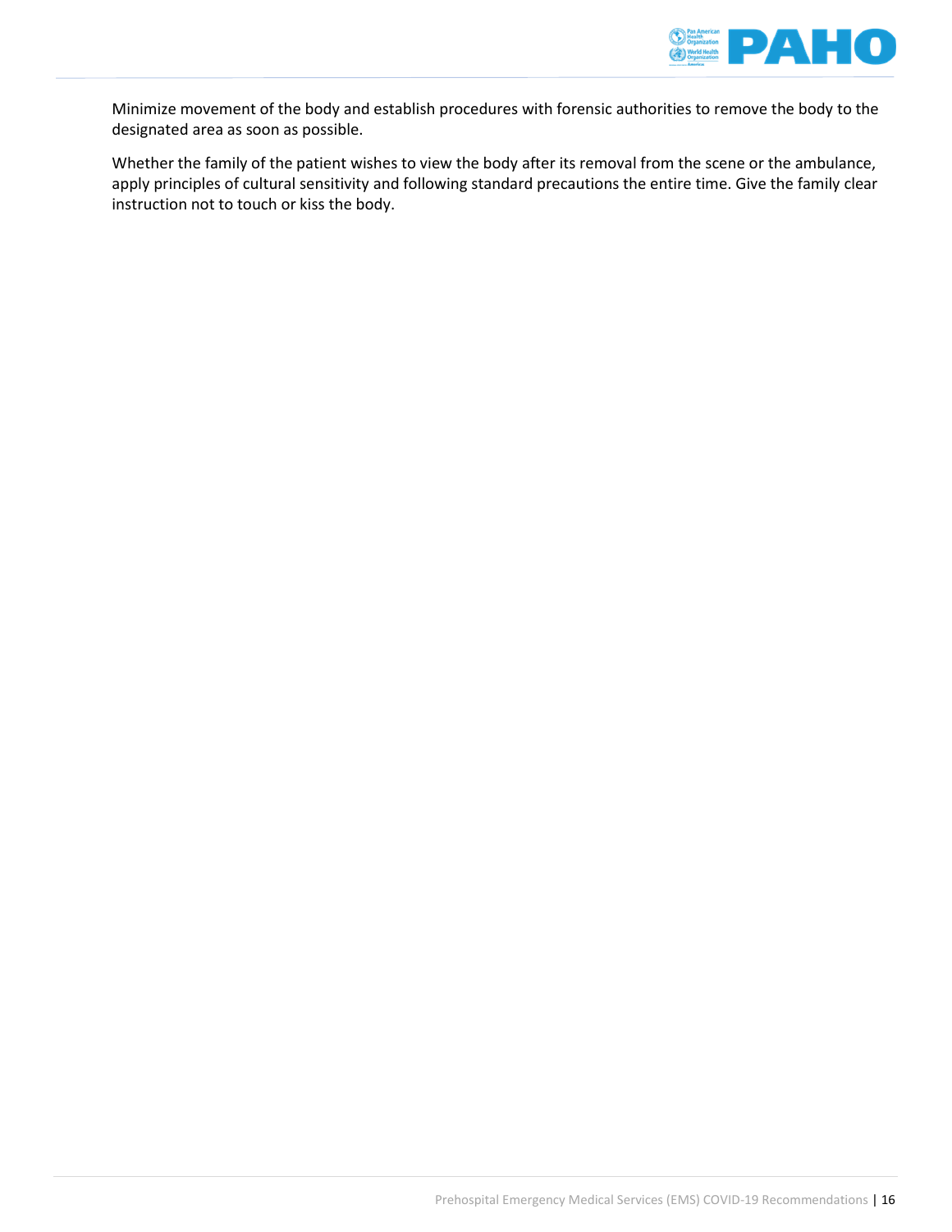Minimize movement of the body and establish procedures with forensic authorities to remove the body to the designated area as soon as possible.

Whether the family of the patient wishes to view the body after its removal from the scene or the ambulance, apply principles of cultural sensitivity and following standard precautions the entire time. Give the family clear instruction not to touch or kiss the body.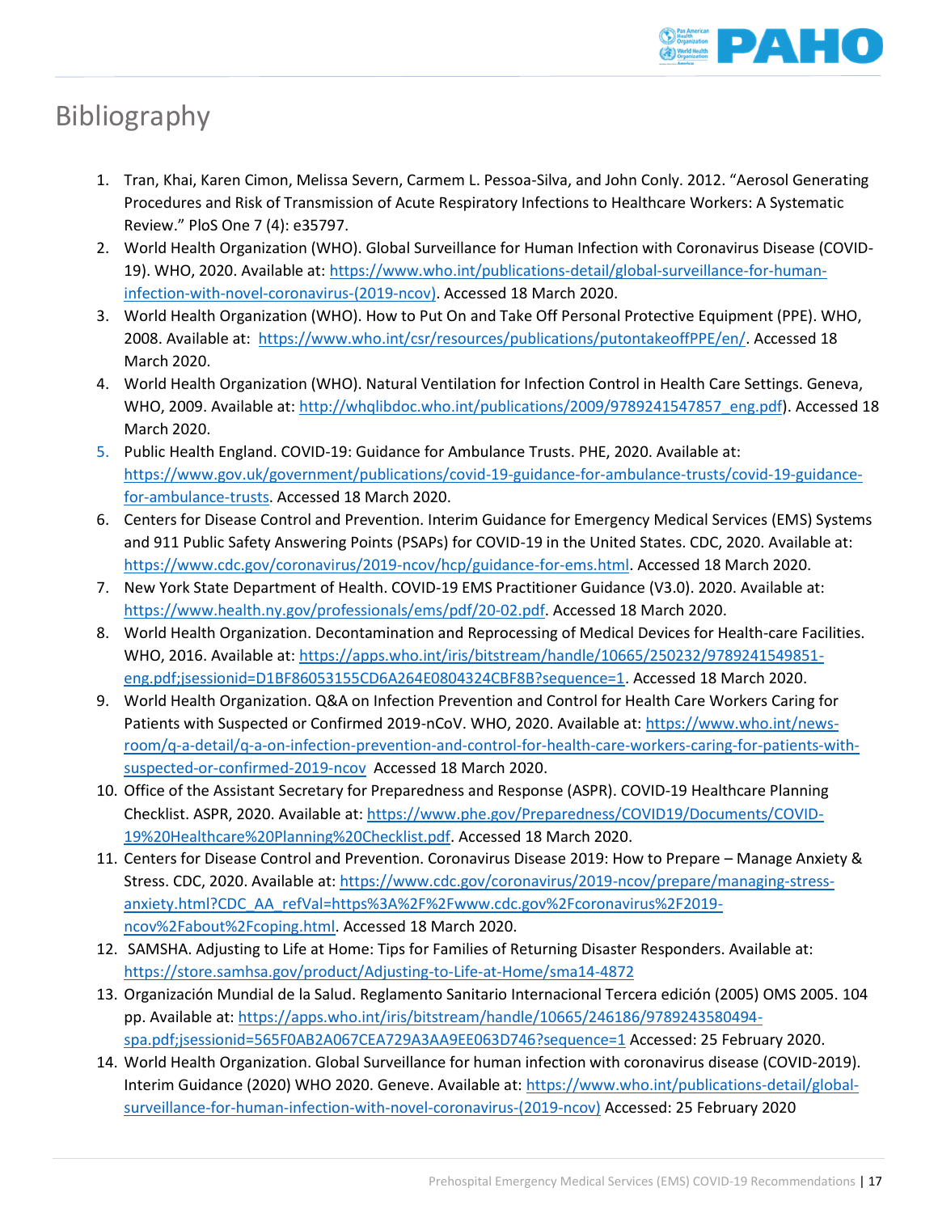# Bibliography

1. Tran, Khai, Karen Cimon, Melissa Severn, Carmem L. Pessoa-Silva, and John Conly. 2012. "Aerosol Generating Procedures and Risk of Transmission of Acute Respiratory Infections to Healthcare Workers: A Systematic Review." PloS One 7 (4): e35797.
2. World Health Organization (WHO). Global Surveillance for Human Infection with Coronavirus Disease (COVID-19). WHO, 2020. Available at: https://www.who.int/publications-detail/global-surveillance-for-human-infection-with-novel-coronavirus-(2019-ncov). Accessed 18 March 2020.
3. World Health Organization (WHO). How to Put On and Take Off Personal Protective Equipment (PPE). WHO, 2008. Available at: https://www.who.int/csr/resources/publications/putontakeoffPPE/en/. Accessed 18 March 2020.
4. World Health Organization (WHO). Natural Ventilation for Infection Control in Health Care Settings. Geneva, WHO, 2009. Available at: http://whqlibdoc.who.int/publications/2009/9789241547857_eng.pdf). Accessed 18 March 2020.
5. Public Health England. COVID-19: Guidance for Ambulance Trusts. PHE, 2020. Available at: https://www.gov.uk/government/publications/covid-19-guidance-for-ambulance-trusts/covid-19-guidance-for-ambulance-trusts. Accessed 18 March 2020.
6. Centers for Disease Control and Prevention. Interim Guidance for Emergency Medical Services (EMS) Systems and 911 Public Safety Answering Points (PSAPs) for COVID-19 in the United States. CDC, 2020. Available at: https://www.cdc.gov/coronavirus/2019-ncov/hcp/guidance-for-ems.html. Accessed 18 March 2020.
7. New York State Department of Health. COVID-19 EMS Practitioner Guidance (V3.0). 2020. Available at: https://www.health.ny.gov/professionals/ems/pdf/20-02.pdf. Accessed 18 March 2020.
8. World Health Organization. Decontamination and Reprocessing of Medical Devices for Health-care Facilities. WHO, 2016. Available at: https://apps.who.int/iris/bitstream/handle/10665/250232/9789241549851-eng.pdf;jsessionid=D1BF86053155CD6A264E0804324CBF8B?sequence=1. Accessed 18 March 2020.
9. World Health Organization. Q&A on Infection Prevention and Control for Health Care Workers Caring for Patients with Suspected or Confirmed 2019-nCoV. WHO, 2020. Available at: https://www.who.int/news-room/q-a-detail/q-a-on-infection-prevention-and-control-for-health-care-workers-caring-for-patients-with-suspected-or-confirmed-2019-ncov Accessed 18 March 2020.
10. Office of the Assistant Secretary for Preparedness and Response (ASPR). COVID-19 Healthcare Planning Checklist. ASPR, 2020. Available at: https://www.phe.gov/Preparedness/COVID19/Documents/COVID-19%20Healthcare%20Planning%20Checklist.pdf. Accessed 18 March 2020.
11. Centers for Disease Control and Prevention. Coronavirus Disease 2019: How to Prepare – Manage Anxiety & Stress. CDC, 2020. Available at: https://www.cdc.gov/coronavirus/2019-ncov/prepare/managing-stress-anxiety.html?CDC_AA_refVal=https%3A%2F%2Fwww.cdc.gov%2Fcoronavirus%2F2019-ncov%2Fabout%2Fcoping.html. Accessed 18 March 2020.
12. SAMSHA. Adjusting to Life at Home: Tips for Families of Returning Disaster Responders. Available at: https://store.samhsa.gov/product/Adjusting-to-Life-at-Home/sma14-4872
13. Organización Mundial de la Salud. Reglamento Sanitario Internacional Tercera edición (2005) OMS 2005. 104 pp. Available at: https://apps.who.int/iris/bitstream/handle/10665/246186/9789243580494-spa.pdf;jsessionid=565F0AB2A067CEA729A3AA9EE063D746?sequence=1 Accessed: 25 February 2020.
14. World Health Organization. Global Surveillance for human infection with coronavirus disease (COVID-2019). Interim Guidance (2020) WHO 2020. Geneve. Available at: https://www.who.int/publications-detail/global-surveillance-for-human-infection-with-novel-coronavirus-(2019-ncov) Accessed: 25 February 2020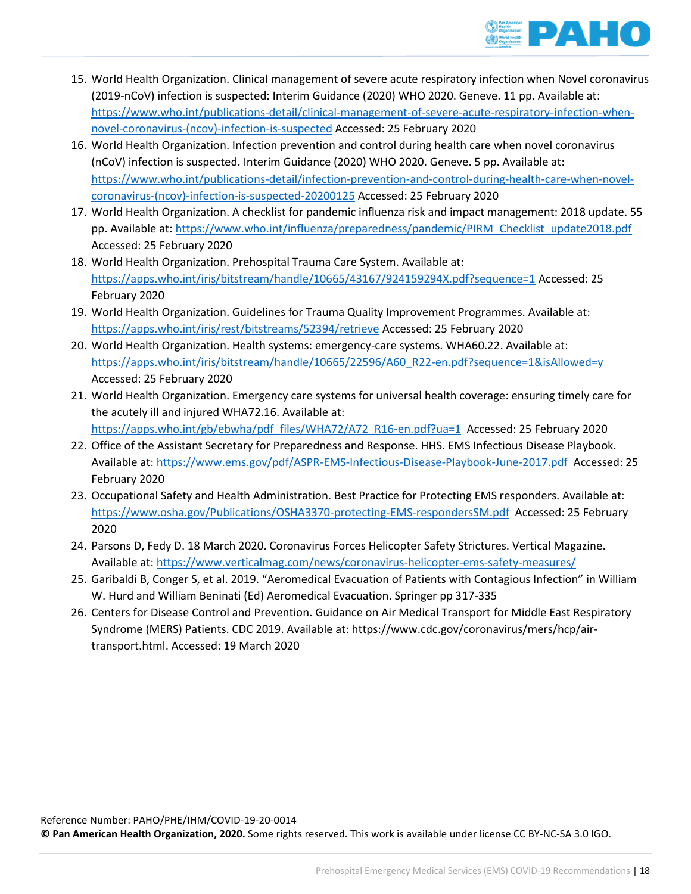15. World Health Organization. Clinical management of severe acute respiratory infection when Novel coronavirus (2019-nCoV) infection is suspected: Interim Guidance (2020) WHO 2020. Geneve. 11 pp. Available at: https://www.who.int/publications-detail/clinical-management-of-severe-acute-respiratory-infection-when-novel-coronavirus-(ncov)-infection-is-suspected Accessed: 25 February 2020
16. World Health Organization. Infection prevention and control during health care when novel coronavirus (nCoV) infection is suspected. Interim Guidance (2020) WHO 2020. Geneve. 5 pp. Available at: https://www.who.int/publications-detail/infection-prevention-and-control-during-health-care-when-novel-coronavirus-(ncov)-infection-is-suspected-20200125 Accessed: 25 February 2020
17. World Health Organization. A checklist for pandemic influenza risk and impact management: 2018 update. 55 pp. Available at: https://www.who.int/influenza/preparedness/pandemic/PIRM_Checklist_update2018.pdf Accessed: 25 February 2020
18. World Health Organization. Prehospital Trauma Care System. Available at: https://apps.who.int/iris/bitstream/handle/10665/43167/924159294X.pdf?sequence=1 Accessed: 25 February 2020
19. World Health Organization. Guidelines for Trauma Quality Improvement Programmes. Available at: https://apps.who.int/iris/rest/bitstreams/52394/retrieve Accessed: 25 February 2020
20. World Health Organization. Health systems: emergency-care systems. WHA60.22. Available at: https://apps.who.int/iris/bitstream/handle/10665/22596/A60_R22-en.pdf?sequence=1&isAllowed=y Accessed: 25 February 2020
21. World Health Organization. Emergency care systems for universal health coverage: ensuring timely care for the acutely ill and injured WHA72.16. Available at: https://apps.who.int/gb/ebwha/pdf_files/WHA72/A72_R16-en.pdf?ua=1 Accessed: 25 February 2020
22. Office of the Assistant Secretary for Preparedness and Response. HHS. EMS Infectious Disease Playbook. Available at: https://www.ems.gov/pdf/ASPR-EMS-Infectious-Disease-Playbook-June-2017.pdf Accessed: 25 February 2020
23. Occupational Safety and Health Administration. Best Practice for Protecting EMS responders. Available at: https://www.osha.gov/Publications/OSHA3370-protecting-EMS-respondersSM.pdf Accessed: 25 February 2020
24. Parsons D, Fedy D. 18 March 2020. Coronavirus Forces Helicopter Safety Strictures. Vertical Magazine. Available at: https://www.verticalmag.com/news/coronavirus-helicopter-ems-safety-measures/
25. Garibaldi B, Conger S, et al. 2019. "Aeromedical Evacuation of Patients with Contagious Infection" in William W. Hurd and William Beninati (Ed) Aeromedical Evacuation. Springer pp 317-335
26. Centers for Disease Control and Prevention. Guidance on Air Medical Transport for Middle East Respiratory Syndrome (MERS) Patients. CDC 2019. Available at: https://www.cdc.gov/coronavirus/mers/hcp/air-transport.html. Accessed: 19 March 2020

Reference Number: PAHO/PHE/IHM/COVID-19-20-0014

**© Pan American Health Organization, 2020.** Some rights reserved. This work is available under license CC BY-NC-SA 3.0 IGO.